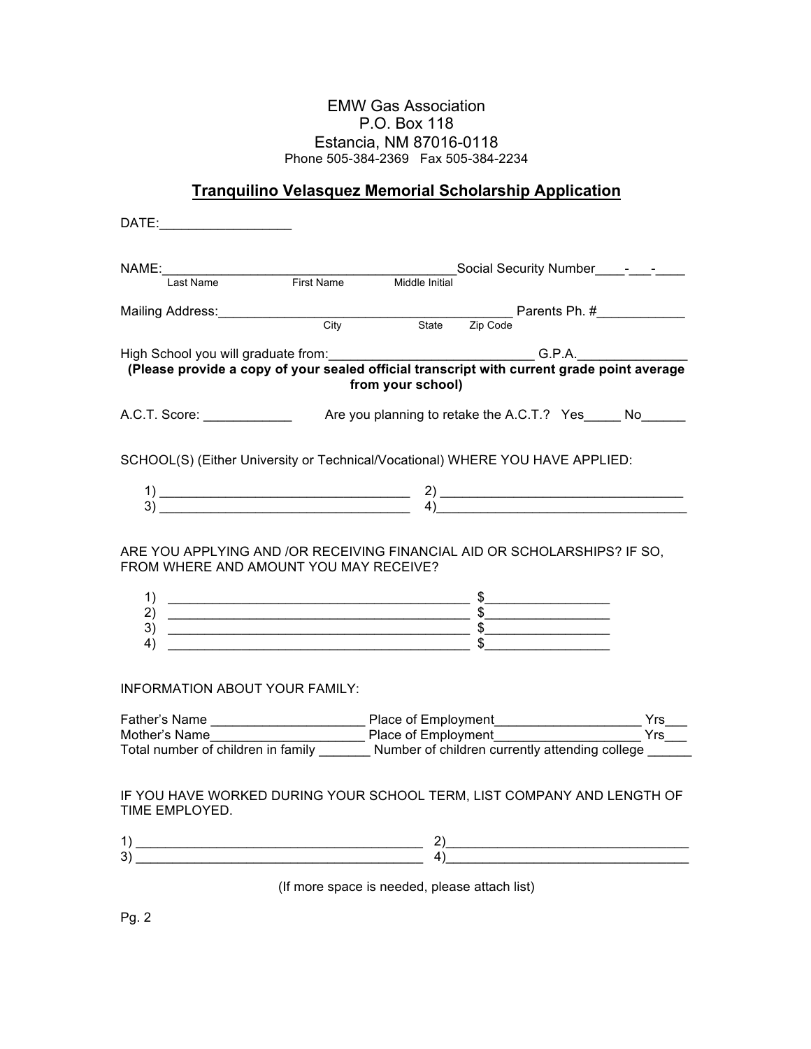EMW Gas Association
P.O. Box 118
Estancia, NM 87016-0118
Phone 505-384-2369 Fax 505-384-2234

## Tranquilino Velasquez Memorial Scholarship Application

DATE:__________________

NAME:_________________________________________Social Security Number____-___-____
Last Name First Name Middle Initial

Mailing Address:_________________________________________ Parents Ph. #____________
City State Zip Code

High School you will graduate from:_____________________________ G.P.A._______________
**(Please provide a copy of your sealed official transcript with current grade point average from your school)**

A.C.T. Score: ____________ Are you planning to retake the A.C.T.? Yes_____ No______

SCHOOL(S) (Either University or Technical/Vocational) WHERE YOU HAVE APPLIED:

1) __________________________________ 2) __________________________________
3) __________________________________ 4)___________________________________

ARE YOU APPLYING AND /OR RECEIVING FINANCIAL AID OR SCHOLARSHIPS? IF SO, FROM WHERE AND AMOUNT YOU MAY RECEIVE?

1) __________________________________________ $_________________
2) __________________________________________ $_________________
3) __________________________________________ $_________________
4) __________________________________________ $_________________

INFORMATION ABOUT YOUR FAMILY:

Father's Name _____________________ Place of Employment____________________ Yrs___
Mother's Name_____________________ Place of Employment____________________ Yrs___
Total number of children in family _______ Number of children currently attending college ______

IF YOU HAVE WORKED DURING YOUR SCHOOL TERM, LIST COMPANY AND LENGTH OF TIME EMPLOYED.

1) _______________________________________ 2)_________________________________
3) _______________________________________ 4)_________________________________

(If more space is needed, please attach list)

Pg. 2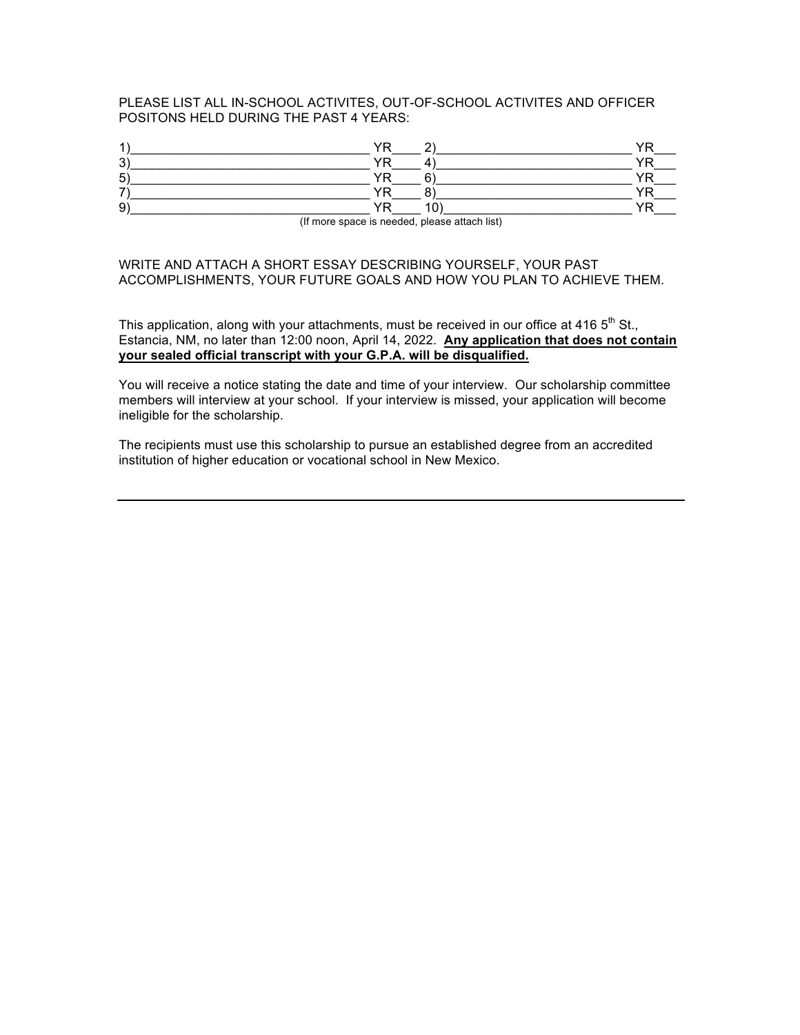PLEASE LIST ALL IN-SCHOOL ACTIVITES, OUT-OF-SCHOOL ACTIVITES AND OFFICER POSITONS HELD DURING THE PAST 4 YEARS:

1)_________________________________ YR____ 2)_____________________________ YR___
3)_________________________________ YR____ 4)_____________________________ YR___
5)_________________________________ YR____ 6)_____________________________ YR___
7)_________________________________ YR____ 8)_____________________________ YR___
9)_________________________________ YR____ 10)____________________________ YR___

(If more space is needed, please attach list)

WRITE AND ATTACH A SHORT ESSAY DESCRIBING YOURSELF, YOUR PAST ACCOMPLISHMENTS, YOUR FUTURE GOALS AND HOW YOU PLAN TO ACHIEVE THEM.

This application, along with your attachments, must be received in our office at 416 5th St., Estancia, NM, no later than 12:00 noon, April 14, 2022. **Any application that does not contain your sealed official transcript with your G.P.A. will be disqualified.**

You will receive a notice stating the date and time of your interview. Our scholarship committee members will interview at your school. If your interview is missed, your application will become ineligible for the scholarship.

The recipients must use this scholarship to pursue an established degree from an accredited institution of higher education or vocational school in New Mexico.